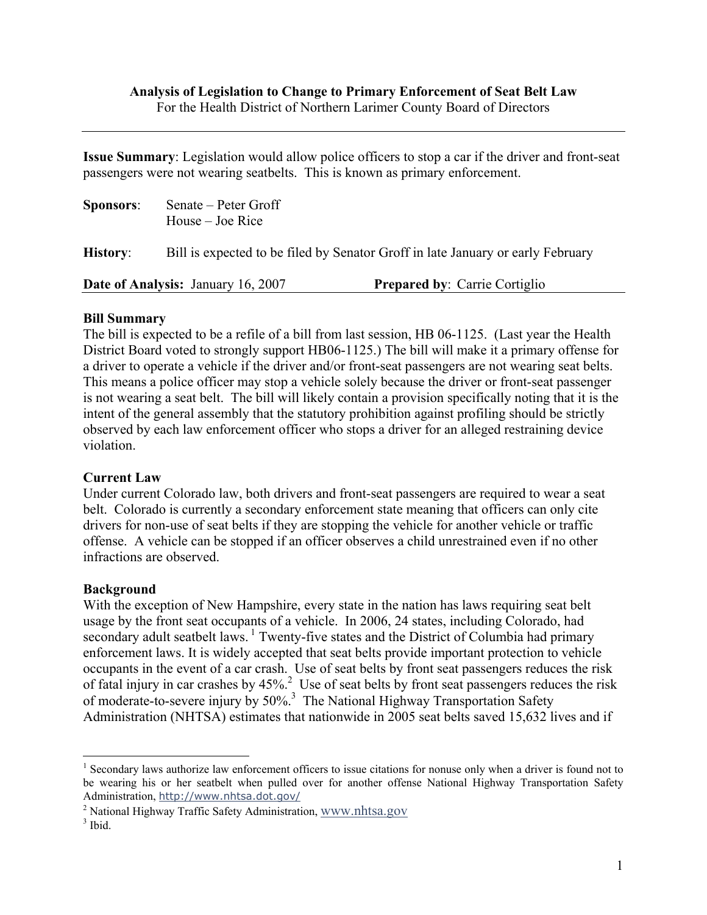**Analysis of Legislation to Change to Primary Enforcement of Seat Belt Law**
For the Health District of Northern Larimer County Board of Directors

---

**Issue Summary**: Legislation would allow police officers to stop a car if the driver and front-seat passengers were not wearing seatbelts. This is known as primary enforcement.

**Sponsors**: Senate – Peter Groff
House – Joe Rice

**History**: Bill is expected to be filed by Senator Groff in late January or early February

**Date of Analysis:** January 16, 2007 **Prepared by**: Carrie Cortiglio

---

**Bill Summary**

The bill is expected to be a refile of a bill from last session, HB 06-1125. (Last year the Health District Board voted to strongly support HB06-1125.) The bill will make it a primary offense for a driver to operate a vehicle if the driver and/or front-seat passengers are not wearing seat belts. This means a police officer may stop a vehicle solely because the driver or front-seat passenger is not wearing a seat belt. The bill will likely contain a provision specifically noting that it is the intent of the general assembly that the statutory prohibition against profiling should be strictly observed by each law enforcement officer who stops a driver for an alleged restraining device violation.

**Current Law**

Under current Colorado law, both drivers and front-seat passengers are required to wear a seat belt. Colorado is currently a secondary enforcement state meaning that officers can only cite drivers for non-use of seat belts if they are stopping the vehicle for another vehicle or traffic offense. A vehicle can be stopped if an officer observes a child unrestrained even if no other infractions are observed.

**Background**

With the exception of New Hampshire, every state in the nation has laws requiring seat belt usage by the front seat occupants of a vehicle. In 2006, 24 states, including Colorado, had secondary adult seatbelt laws. [1] Twenty-five states and the District of Columbia had primary enforcement laws. It is widely accepted that seat belts provide important protection to vehicle occupants in the event of a car crash. Use of seat belts by front seat passengers reduces the risk of fatal injury in car crashes by 45%.[2] Use of seat belts by front seat passengers reduces the risk of moderate-to-severe injury by 50%.[3] The National Highway Transportation Safety Administration (NHTSA) estimates that nationwide in 2005 seat belts saved 15,632 lives and if

---

[1] Secondary laws authorize law enforcement officers to issue citations for nonuse only when a driver is found not to be wearing his or her seatbelt when pulled over for another offense National Highway Transportation Safety Administration, http://www.nhtsa.dot.gov/

[2] National Highway Traffic Safety Administration, www.nhtsa.gov

[3] Ibid.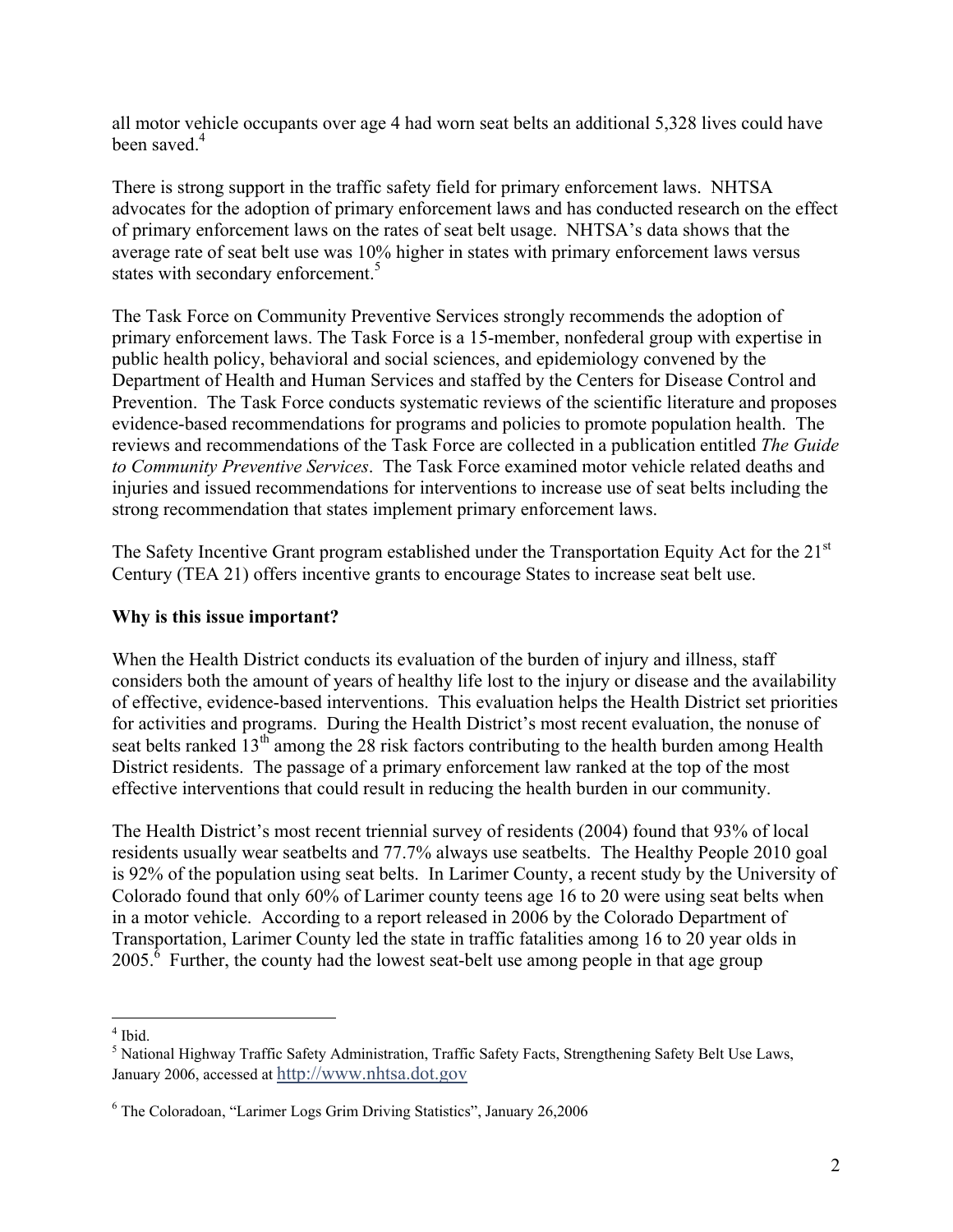all motor vehicle occupants over age 4 had worn seat belts an additional 5,328 lives could have been saved.[4]

There is strong support in the traffic safety field for primary enforcement laws. NHTSA advocates for the adoption of primary enforcement laws and has conducted research on the effect of primary enforcement laws on the rates of seat belt usage. NHTSA's data shows that the average rate of seat belt use was 10% higher in states with primary enforcement laws versus states with secondary enforcement.[5]

The Task Force on Community Preventive Services strongly recommends the adoption of primary enforcement laws. The Task Force is a 15-member, nonfederal group with expertise in public health policy, behavioral and social sciences, and epidemiology convened by the Department of Health and Human Services and staffed by the Centers for Disease Control and Prevention. The Task Force conducts systematic reviews of the scientific literature and proposes evidence-based recommendations for programs and policies to promote population health. The reviews and recommendations of the Task Force are collected in a publication entitled *The Guide to Community Preventive Services*. The Task Force examined motor vehicle related deaths and injuries and issued recommendations for interventions to increase use of seat belts including the strong recommendation that states implement primary enforcement laws.

The Safety Incentive Grant program established under the Transportation Equity Act for the 21st Century (TEA 21) offers incentive grants to encourage States to increase seat belt use.

**Why is this issue important?**

When the Health District conducts its evaluation of the burden of injury and illness, staff considers both the amount of years of healthy life lost to the injury or disease and the availability of effective, evidence-based interventions. This evaluation helps the Health District set priorities for activities and programs. During the Health District's most recent evaluation, the nonuse of seat belts ranked 13th among the 28 risk factors contributing to the health burden among Health District residents. The passage of a primary enforcement law ranked at the top of the most effective interventions that could result in reducing the health burden in our community.

The Health District's most recent triennial survey of residents (2004) found that 93% of local residents usually wear seatbelts and 77.7% always use seatbelts. The Healthy People 2010 goal is 92% of the population using seat belts. In Larimer County, a recent study by the University of Colorado found that only 60% of Larimer county teens age 16 to 20 were using seat belts when in a motor vehicle. According to a report released in 2006 by the Colorado Department of Transportation, Larimer County led the state in traffic fatalities among 16 to 20 year olds in 2005.[6] Further, the county had the lowest seat-belt use among people in that age group

---

[4] Ibid.

[5] National Highway Traffic Safety Administration, Traffic Safety Facts, Strengthening Safety Belt Use Laws, January 2006, accessed at http://www.nhtsa.dot.gov

[6] The Coloradoan, "Larimer Logs Grim Driving Statistics", January 26,2006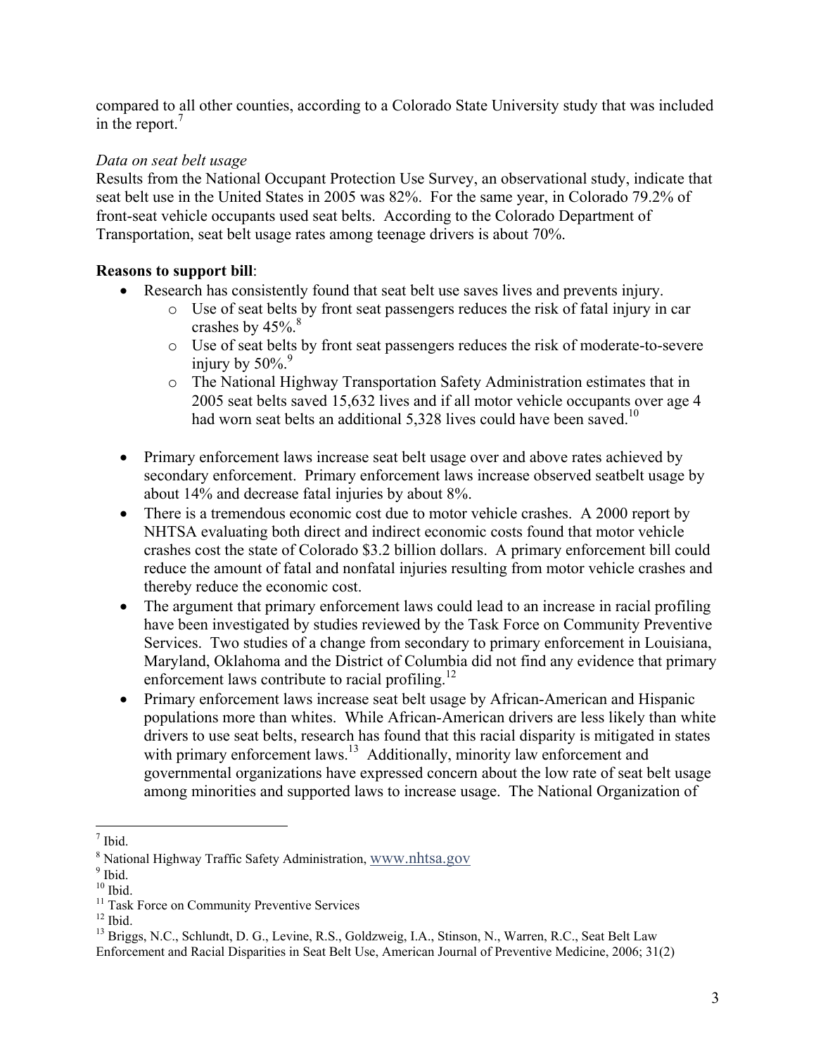compared to all other counties, according to a Colorado State University study that was included in the report.[7]

*Data on seat belt usage*

Results from the National Occupant Protection Use Survey, an observational study, indicate that seat belt use in the United States in 2005 was 82%. For the same year, in Colorado 79.2% of front-seat vehicle occupants used seat belts. According to the Colorado Department of Transportation, seat belt usage rates among teenage drivers is about 70%.

**Reasons to support bill**:

- Research has consistently found that seat belt use saves lives and prevents injury.
    - Use of seat belts by front seat passengers reduces the risk of fatal injury in car crashes by 45%.[8]
    - Use of seat belts by front seat passengers reduces the risk of moderate-to-severe injury by 50%.[9]
    - The National Highway Transportation Safety Administration estimates that in 2005 seat belts saved 15,632 lives and if all motor vehicle occupants over age 4 had worn seat belts an additional 5,328 lives could have been saved.[10]

- Primary enforcement laws increase seat belt usage over and above rates achieved by secondary enforcement. Primary enforcement laws increase observed seatbelt usage by about 14% and decrease fatal injuries by about 8%.
- There is a tremendous economic cost due to motor vehicle crashes. A 2000 report by NHTSA evaluating both direct and indirect economic costs found that motor vehicle crashes cost the state of Colorado $3.2 billion dollars. A primary enforcement bill could reduce the amount of fatal and nonfatal injuries resulting from motor vehicle crashes and thereby reduce the economic cost.
- The argument that primary enforcement laws could lead to an increase in racial profiling have been investigated by studies reviewed by the Task Force on Community Preventive Services. Two studies of a change from secondary to primary enforcement in Louisiana, Maryland, Oklahoma and the District of Columbia did not find any evidence that primary enforcement laws contribute to racial profiling.[12]
- Primary enforcement laws increase seat belt usage by African-American and Hispanic populations more than whites. While African-American drivers are less likely than white drivers to use seat belts, research has found that this racial disparity is mitigated in states with primary enforcement laws.[13] Additionally, minority law enforcement and governmental organizations have expressed concern about the low rate of seat belt usage among minorities and supported laws to increase usage. The National Organization of

---

[7] Ibid.

[8] National Highway Traffic Safety Administration, www.nhtsa.gov

[9] Ibid.

[10] Ibid.

[11] Task Force on Community Preventive Services

[12] Ibid.

[13] Briggs, N.C., Schlundt, D. G., Levine, R.S., Goldzweig, I.A., Stinson, N., Warren, R.C., Seat Belt Law Enforcement and Racial Disparities in Seat Belt Use, American Journal of Preventive Medicine, 2006; 31(2)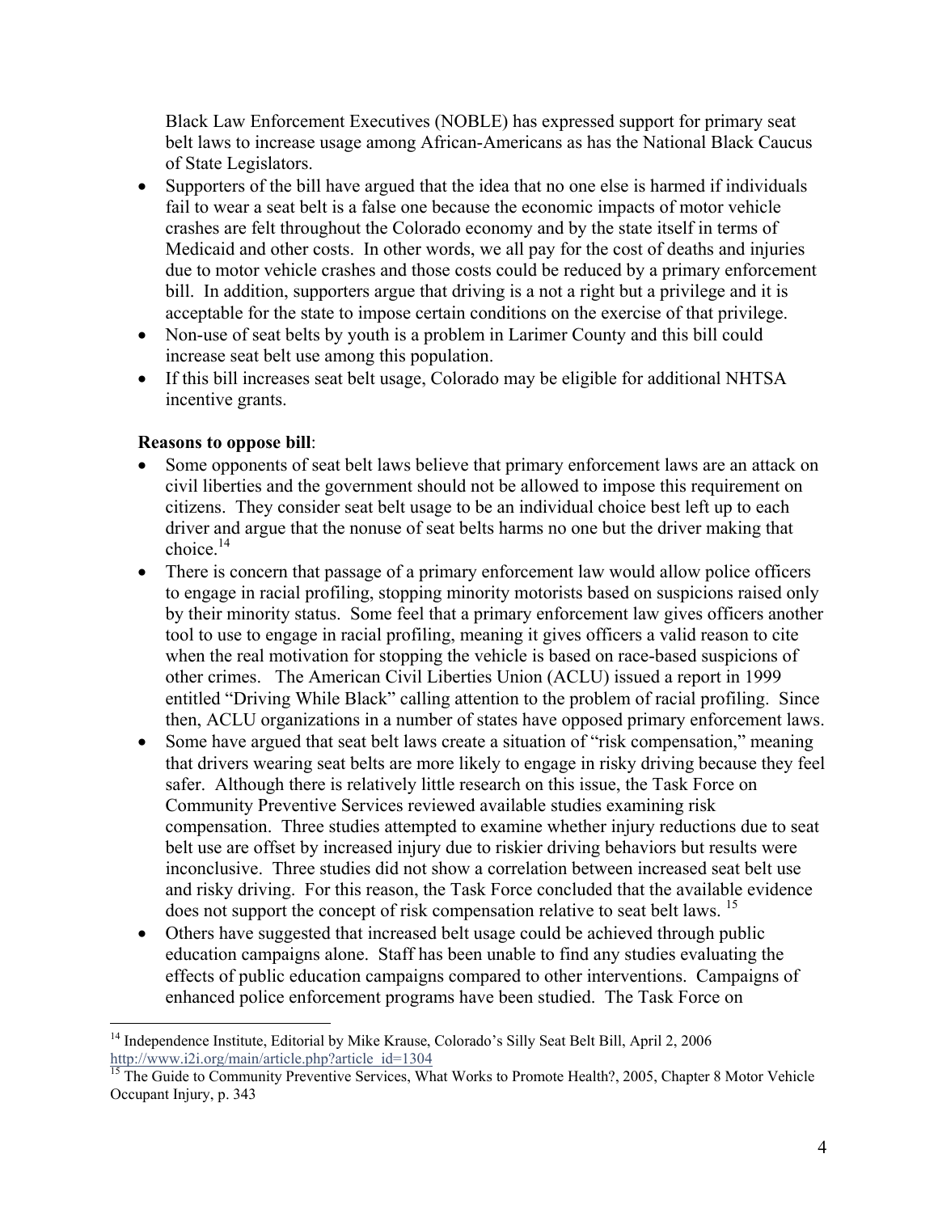Black Law Enforcement Executives (NOBLE) has expressed support for primary seat belt laws to increase usage among African-Americans as has the National Black Caucus of State Legislators.

- Supporters of the bill have argued that the idea that no one else is harmed if individuals fail to wear a seat belt is a false one because the economic impacts of motor vehicle crashes are felt throughout the Colorado economy and by the state itself in terms of Medicaid and other costs. In other words, we all pay for the cost of deaths and injuries due to motor vehicle crashes and those costs could be reduced by a primary enforcement bill. In addition, supporters argue that driving is a not a right but a privilege and it is acceptable for the state to impose certain conditions on the exercise of that privilege.
- Non-use of seat belts by youth is a problem in Larimer County and this bill could increase seat belt use among this population.
- If this bill increases seat belt usage, Colorado may be eligible for additional NHTSA incentive grants.

**Reasons to oppose bill**:

- Some opponents of seat belt laws believe that primary enforcement laws are an attack on civil liberties and the government should not be allowed to impose this requirement on citizens. They consider seat belt usage to be an individual choice best left up to each driver and argue that the nonuse of seat belts harms no one but the driver making that choice.[14]
- There is concern that passage of a primary enforcement law would allow police officers to engage in racial profiling, stopping minority motorists based on suspicions raised only by their minority status. Some feel that a primary enforcement law gives officers another tool to use to engage in racial profiling, meaning it gives officers a valid reason to cite when the real motivation for stopping the vehicle is based on race-based suspicions of other crimes. The American Civil Liberties Union (ACLU) issued a report in 1999 entitled "Driving While Black" calling attention to the problem of racial profiling. Since then, ACLU organizations in a number of states have opposed primary enforcement laws.
- Some have argued that seat belt laws create a situation of "risk compensation," meaning that drivers wearing seat belts are more likely to engage in risky driving because they feel safer. Although there is relatively little research on this issue, the Task Force on Community Preventive Services reviewed available studies examining risk compensation. Three studies attempted to examine whether injury reductions due to seat belt use are offset by increased injury due to riskier driving behaviors but results were inconclusive. Three studies did not show a correlation between increased seat belt use and risky driving. For this reason, the Task Force concluded that the available evidence does not support the concept of risk compensation relative to seat belt laws.[15]
- Others have suggested that increased belt usage could be achieved through public education campaigns alone. Staff has been unable to find any studies evaluating the effects of public education campaigns compared to other interventions. Campaigns of enhanced police enforcement programs have been studied. The Task Force on

---

[14] Independence Institute, Editorial by Mike Krause, Colorado's Silly Seat Belt Bill, April 2, 2006 http://www.i2i.org/main/article.php?article_id=1304

[15] The Guide to Community Preventive Services, What Works to Promote Health?, 2005, Chapter 8 Motor Vehicle Occupant Injury, p. 343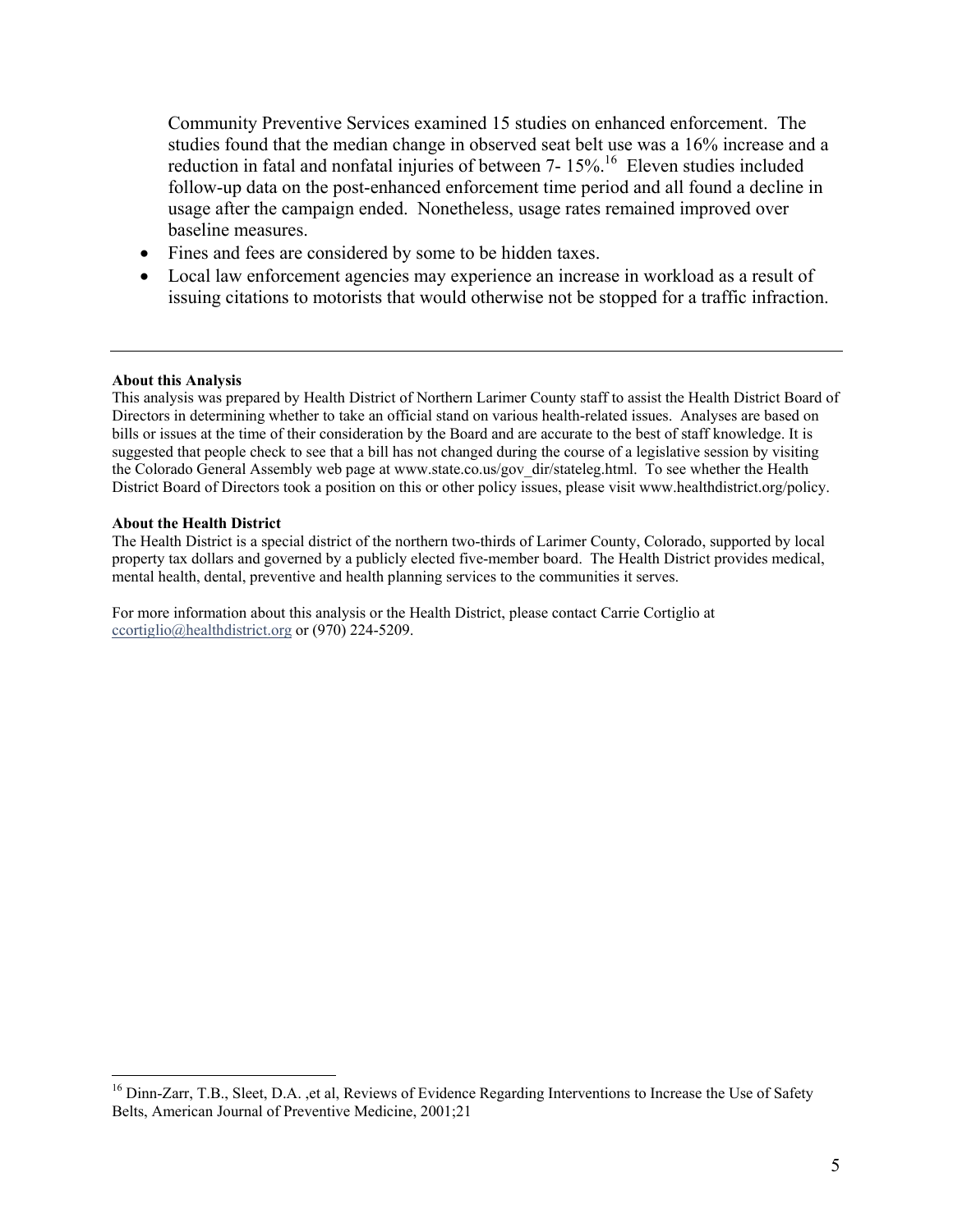Community Preventive Services examined 15 studies on enhanced enforcement. The studies found that the median change in observed seat belt use was a 16% increase and a reduction in fatal and nonfatal injuries of between 7- 15%.[16] Eleven studies included follow-up data on the post-enhanced enforcement time period and all found a decline in usage after the campaign ended. Nonetheless, usage rates remained improved over baseline measures.

- Fines and fees are considered by some to be hidden taxes.
- Local law enforcement agencies may experience an increase in workload as a result of issuing citations to motorists that would otherwise not be stopped for a traffic infraction.

---

**About this Analysis**
This analysis was prepared by Health District of Northern Larimer County staff to assist the Health District Board of Directors in determining whether to take an official stand on various health-related issues. Analyses are based on bills or issues at the time of their consideration by the Board and are accurate to the best of staff knowledge. It is suggested that people check to see that a bill has not changed during the course of a legislative session by visiting the Colorado General Assembly web page at www.state.co.us/gov_dir/stateleg.html. To see whether the Health District Board of Directors took a position on this or other policy issues, please visit www.healthdistrict.org/policy.

**About the Health District**
The Health District is a special district of the northern two-thirds of Larimer County, Colorado, supported by local property tax dollars and governed by a publicly elected five-member board. The Health District provides medical, mental health, dental, preventive and health planning services to the communities it serves.

For more information about this analysis or the Health District, please contact Carrie Cortiglio at ccortiglio@healthdistrict.org or (970) 224-5209.

---

[16] Dinn-Zarr, T.B., Sleet, D.A. ,et al, Reviews of Evidence Regarding Interventions to Increase the Use of Safety Belts, American Journal of Preventive Medicine, 2001;21